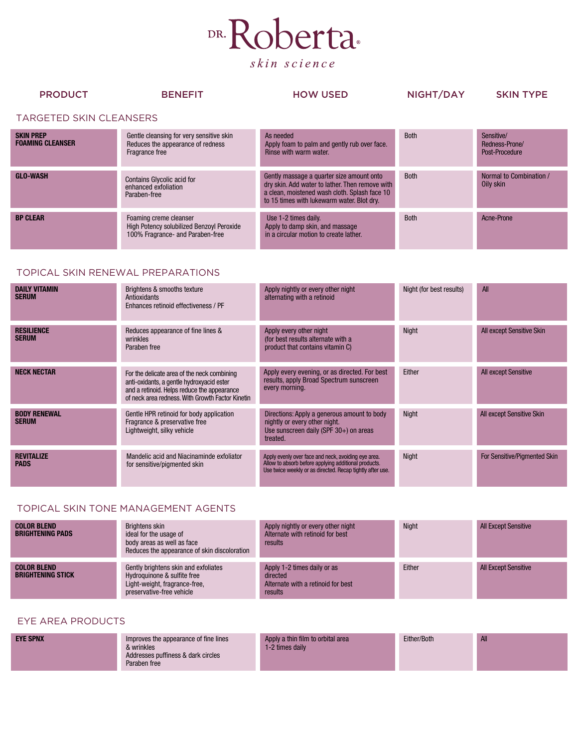# DR. Roberta

*skin science*

| PRODUCT | BENEFIT | HOW USED | NIGHT/DAY | SKIN TYPE |
|---|---|---|---|---|
| **TARGETED SKIN CLEANSERS** | | | | |
| **SKIN PREP FOAMING CLEANSER** | Gentle cleansing for very sensitive skin<br>Reduces the appearance of redness<br>Fragrance free | As needed<br>Apply foam to palm and gently rub over face.<br>Rinse with warm water. | Both | Sensitive/<br>Redness-Prone/<br>Post-Procedure |
| **GLO-WASH** | Contains Glycolic acid for enhanced exfoliation<br>Paraben-free | Gently massage a quarter size amount onto dry skin. Add water to lather. Then remove with a clean, moistened wash cloth. Splash face 10 to 15 times with lukewarm water. Blot dry. | Both | Normal to Combination / Oily skin |
| **BP CLEAR** | Foaming creme cleanser<br>High Potency solubilized Benzoyl Peroxide<br>100% Fragrance- and Paraben-free | Use 1-2 times daily.<br>Apply to damp skin, and massage in a circular motion to create lather. | Both | Acne-Prone |
| **TOPICAL SKIN RENEWAL PREPARATIONS** | | | | |
| **DAILY VITAMIN SERUM** | Brightens & smooths texture<br>Antioxidants<br>Enhances retinoid effectiveness / PF | Apply nightly or every other night alternating with a retinoid | Night (for best results) | All |
| **RESILIENCE SERUM** | Reduces appearance of fine lines & wrinkles<br>Paraben free | Apply every other night<br>(for best results alternate with a product that contains vitamin C) | Night | All except Sensitive Skin |
| **NECK NECTAR** | For the delicate area of the neck combining anti-oxidants, a gentle hydroxyacid ester and a retinoid. Helps reduce the appearance of neck area redness. With Growth Factor Kinetin | Apply every evening, or as directed. For best results, apply Broad Spectrum sunscreen every morning. | Either | All except Sensitive |
| **BODY RENEWAL SERUM** | Gentle HPR retinoid for body application<br>Fragrance & preservative free<br>Lightweight, silky vehicle | Directions: Apply a generous amount to body nightly or every other night.<br>Use sunscreen daily (SPF 30+) on areas treated. | Night | All except Sensitive Skin |
| **REVITALIZE PADS** | Mandelic acid and Niacinaminde exfoliator for sensitive/pigmented skin | Apply evenly over face and neck, avoiding eye area. Allow to absorb before applying additional products. Use twice weekly or as directed. Recap tightly after use. | Night | For Sensitive/Pigmented Skin |
| **TOPICAL SKIN TONE MANAGEMENT AGENTS** | | | | |
| **COLOR BLEND BRIGHTENING PADS** | Brightens skin<br>ideal for the usage of body areas as well as face<br>Reduces the appearance of skin discoloration | Apply nightly or every other night<br>Alternate with retinoid for best results | Night | All Except Sensitive |
| **COLOR BLEND BRIGHTENING STICK** | Gently brightens skin and exfoliates<br>Hydroquinone & sulfite free<br>Light-weight, fragrance-free, preservative-free vehicle | Apply 1-2 times daily or as directed<br>Alternate with a retinoid for best results | Either | All Except Sensitive |
| **EYE AREA PRODUCTS** | | | | |
| **EYE SPNX** | Improves the appearance of fine lines & wrinkles<br>Addresses puffiness & dark circles<br>Paraben free | Apply a thin film to orbital area 1-2 times daily | Either/Both | All |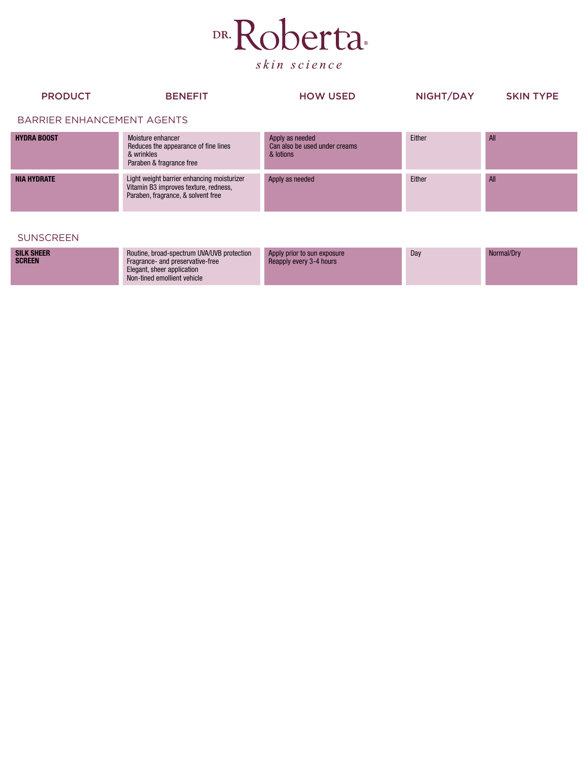# DR. Roberta®

*skin science*

| PRODUCT | BENEFIT | HOW USED | NIGHT/DAY | SKIN TYPE |
|---|---|---|---|---|
| **BARRIER ENHANCEMENT AGENTS** | | | | |
| **HYDRA BOOST** | Moisture enhancer<br>Reduces the appearance of fine lines & wrinkles<br>Paraben & fragrance free | Apply as needed<br>Can also be used under creams & lotions | Either | All |
| **NIA HYDRATE** | Light weight barrier enhancing moisturizer<br>Vitamin B3 improves texture, redness,<br>Paraben, fragrance, & solvent free | Apply as needed | Either | All |
| **SUNSCREEN** | | | | |
| **SILK SHEER SCREEN** | Routine, broad-spectrum UVA/UVB protection<br>Fragrance- and preservative-free<br>Elegant, sheer application<br>Non-tined emollient vehicle | Apply prior to sun exposure<br>Reapply every 3-4 hours | Day | Normal/Dry |